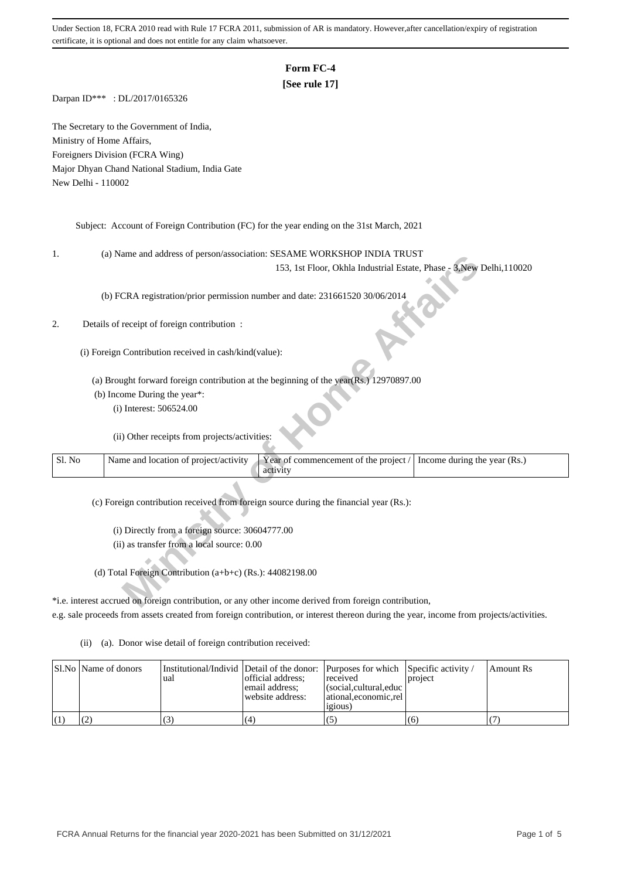Under Section 18, FCRA 2010 read with Rule 17 FCRA 2011, submission of AR is mandatory. However,after cancellation/expiry of registration certificate, it is optional and does not entitle for any claim whatsoever.

# Form FC-4

**[See rule 17]**

Darpan ID*** : DL/2017/0165326

The Secretary to the Government of India,
Ministry of Home Affairs,
Foreigners Division (FCRA Wing)
Major Dhyan Chand National Stadium, India Gate
New Delhi - 110002

Subject: Account of Foreign Contribution (FC) for the year ending on the 31st March, 2021

1. (a) Name and address of person/association: SESAME WORKSHOP INDIA TRUST
153, 1st Floor, Okhla Industrial Estate, Phase - 3,New Delhi,110020

   (b) FCRA registration/prior permission number and date: 231661520 30/06/2014

2. Details of receipt of foreign contribution :

   (i) Foreign Contribution received in cash/kind(value):

   (a) Brought forward foreign contribution at the beginning of the year(Rs.) 12970897.00

   (b) Income During the year*:

   (i) Interest: 506524.00

   (ii) Other receipts from projects/activities:

| Sl. No | Name and location of project/activity | Year of commencement of the project / activity | Income during the year (Rs.) |
|---|---|---|---|

   (c) Foreign contribution received from foreign source during the financial year (Rs.):

   (i) Directly from a foreign source: 30604777.00

   (ii) as transfer from a local source: 0.00

   (d) Total Foreign Contribution (a+b+c) (Rs.): 44082198.00

*i.e. interest accrued on foreign contribution, or any other income derived from foreign contribution, e.g. sale proceeds from assets created from foreign contribution, or interest thereon during the year, income from projects/activities.

(ii) (a). Donor wise detail of foreign contribution received:

| Sl.No | Name of donors | Institutional/Individual | Detail of the donor: official address; email address; website address: | Purposes for which received (social,cultural,educational,economic,religious) | Specific activity / project | Amount Rs |
|---|---|---|---|---|---|---|
| (1) | (2) | (3) | (4) | (5) | (6) | (7) |

FCRA Annual Returns for the financial year 2020-2021 has been Submitted on 31/12/2021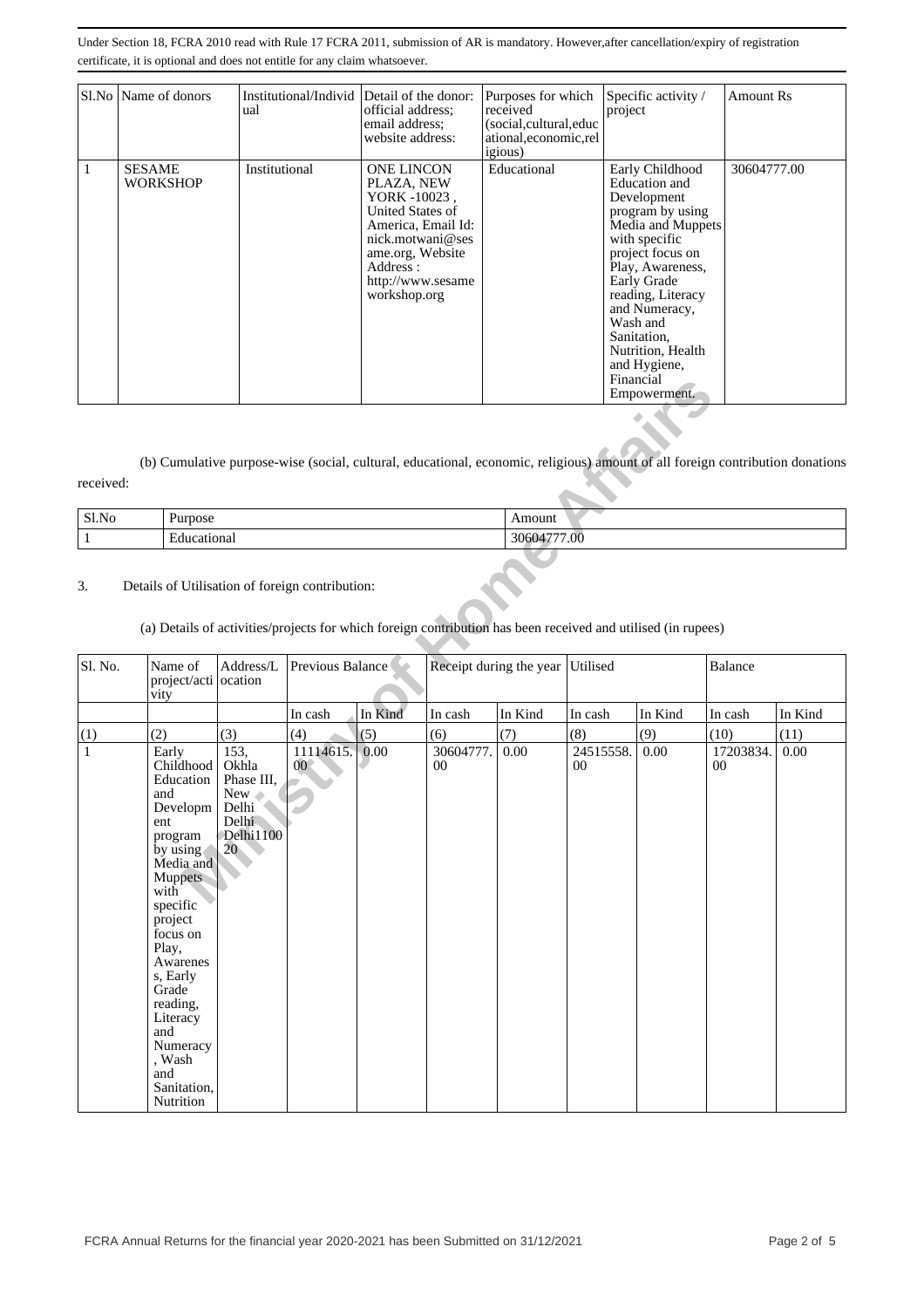Under Section 18, FCRA 2010 read with Rule 17 FCRA 2011, submission of AR is mandatory. However,after cancellation/expiry of registration certificate, it is optional and does not entitle for any claim whatsoever.

| Sl.No | Name of donors | Institutional/Individual | Detail of the donor: official address; email address; website address: | Purposes for which received (social,cultural,educational,economic,religious) | Specific activity / project | Amount Rs |
|---|---|---|---|---|---|---|
| 1 | SESAME WORKSHOP | Institutional | ONE LINCON PLAZA, NEW YORK -10023 , United States of America, Email Id: nick.motwani@sesame.org, Website Address : http://www.sesameworkshop.org | Educational | Early Childhood Education and Development program by using Media and Muppets with specific project focus on Play, Awareness, Early Grade reading, Literacy and Numeracy, Wash and Sanitation, Nutrition, Health and Hygiene, Financial Empowerment. | 30604777.00 |

(b) Cumulative purpose-wise (social, cultural, educational, economic, religious) amount of all foreign contribution donations received:

| Sl.No | Purpose | Amount |
|---|---|---|
| 1 | Educational | 30604777.00 |

3. Details of Utilisation of foreign contribution:

(a) Details of activities/projects for which foreign contribution has been received and utilised (in rupees)

| Sl. No. | Name of project/activity | Address/Location | Previous Balance | | Receipt during the year | | Utilised | | Balance | |
|---|---|---|---|---|---|---|---|---|---|---|
| | | | In cash | In Kind | In cash | In Kind | In cash | In Kind | In cash | In Kind |
| (1) | (2) | (3) | (4) | (5) | (6) | (7) | (8) | (9) | (10) | (11) |
| 1 | Early Childhood Education and Development program by using Media and Muppets with specific project focus on Play, Awareness, Early Grade reading, Literacy and Numeracy, Wash and Sanitation, Nutrition | 153, Okhla Phase III, New Delhi Delhi Delhi110020 | 11114615.00 | 0.00 | 30604777.00 | 0.00 | 24515558.00 | 0.00 | 17203834.00 | 0.00 |

FCRA Annual Returns for the financial year 2020-2021 has been Submitted on 31/12/2021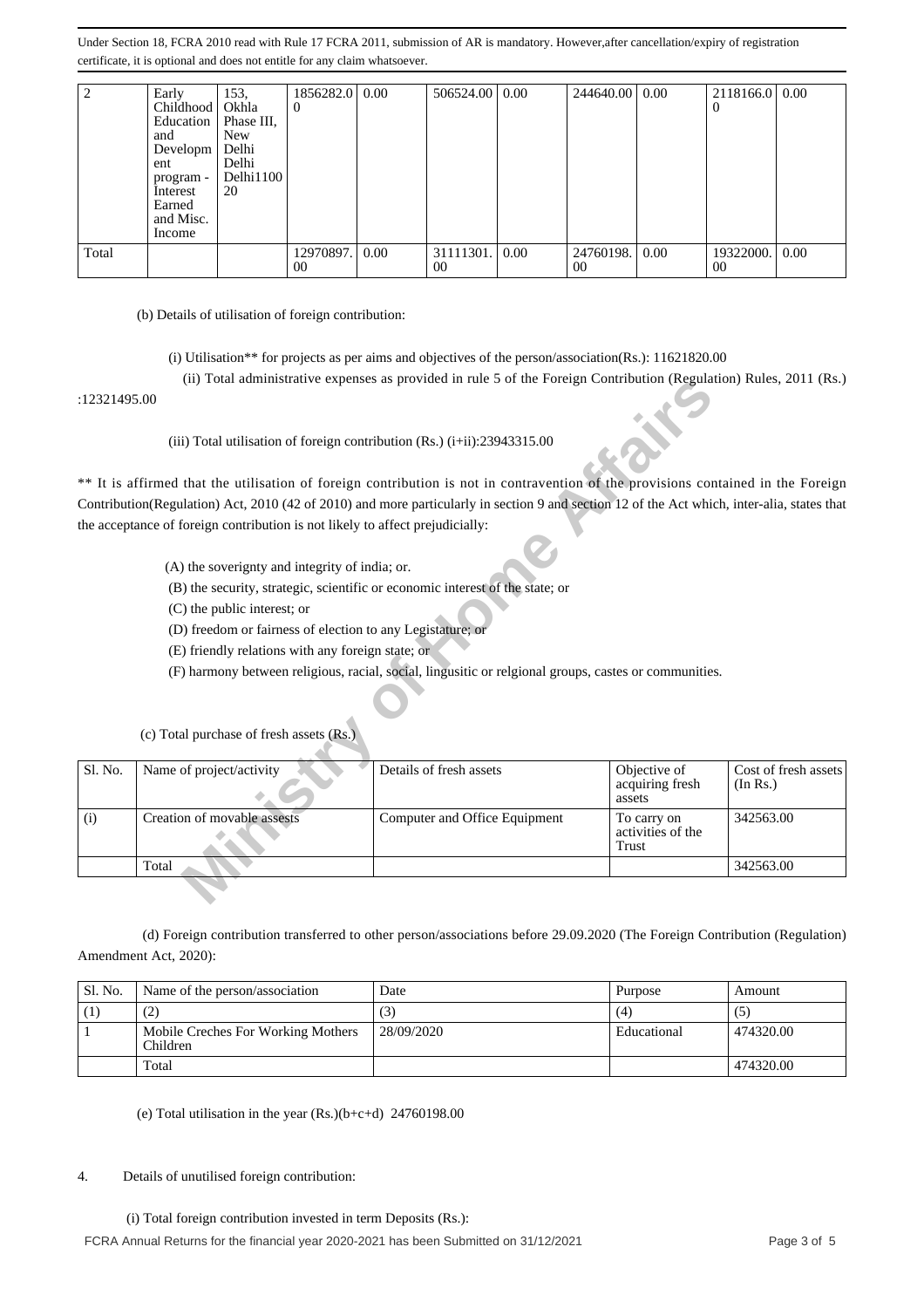| 2 | Early Childhood Education and Development program - Interest Earned and Misc. Income | 153, Okhla Phase III, New Delhi Delhi Delhi110020 | 1856282.00 | 0.00 | 506524.00 | 0.00 | 244640.00 | 0.00 | 2118166.00 | 0.00 |
|---|---|---|---|---|---|---|---|---|---|---|
| Total | | | 12970897.00 | 0.00 | 31111301.00 | 0.00 | 24760198.00 | 0.00 | 19322000.00 | 0.00 |

(b) Details of utilisation of foreign contribution:

(i) Utilisation** for projects as per aims and objectives of the person/association(Rs.): 11621820.00

(ii) Total administrative expenses as provided in rule 5 of the Foreign Contribution (Regulation) Rules, 2011 (Rs.) :12321495.00

(iii) Total utilisation of foreign contribution (Rs.) (i+ii):23943315.00

** It is affirmed that the utilisation of foreign contribution is not in contravention of the provisions contained in the Foreign Contribution(Regulation) Act, 2010 (42 of 2010) and more particularly in section 9 and section 12 of the Act which, inter-alia, states that the acceptance of foreign contribution is not likely to affect prejudicially:

(A) the soverignty and integrity of india; or.

(B) the security, strategic, scientific or economic interest of the state; or

(C) the public interest; or

(D) freedom or fairness of election to any Legistature; or

(E) friendly relations with any foreign state; or

(F) harmony between religious, racial, social, lingusitic or relgional groups, castes or communities.

(c) Total purchase of fresh assets (Rs.)

| Sl. No. | Name of project/activity | Details of fresh assets | Objective of acquiring fresh assets | Cost of fresh assets (In Rs.) |
|---|---|---|---|---|
| (i) | Creation of movable assests | Computer and Office Equipment | To carry on activities of the Trust | 342563.00 |
| | Total | | | 342563.00 |

(d) Foreign contribution transferred to other person/associations before 29.09.2020 (The Foreign Contribution (Regulation) Amendment Act, 2020):

| Sl. No. | Name of the person/association | Date | Purpose | Amount |
|---|---|---|---|---|
| (1) | (2) | (3) | (4) | (5) |
| 1 | Mobile Creches For Working Mothers Children | 28/09/2020 | Educational | 474320.00 |
| | Total | | | 474320.00 |

(e) Total utilisation in the year (Rs.)(b+c+d) 24760198.00

4. Details of unutilised foreign contribution:

(i) Total foreign contribution invested in term Deposits (Rs.):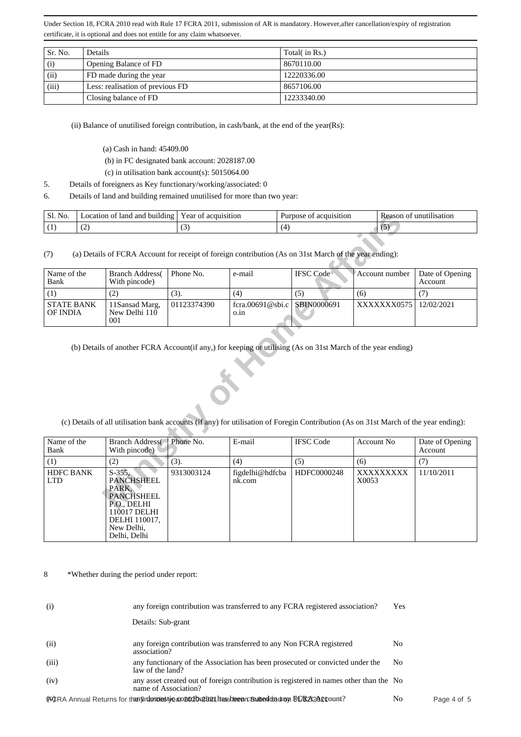Under Section 18, FCRA 2010 read with Rule 17 FCRA 2011, submission of AR is mandatory. However,after cancellation/expiry of registration certificate, it is optional and does not entitle for any claim whatsoever.

| Sr. No. | Details | Total( in Rs.) |
|---|---|---|
| (i) | Opening Balance of FD | 8670110.00 |
| (ii) | FD made during the year | 12220336.00 |
| (iii) | Less: realisation of previous FD | 8657106.00 |
| | Closing balance of FD | 12233340.00 |

(ii) Balance of unutilised foreign contribution, in cash/bank, at the end of the year(Rs):

(a) Cash in hand: 45409.00

(b) in FC designated bank account: 2028187.00

(c) in utilisation bank account(s): 5015064.00

5. Details of foreigners as Key functionary/working/associated: 0

6. Details of land and building remained unutilised for more than two year:

| Sl. No. | Location of land and building | Year of acquisition | Purpose of acquisition | Reason of unutilisation |
|---|---|---|---|---|
| (1) | (2) | (3) | (4) | (5) |

(7) (a) Details of FCRA Account for receipt of foreign contribution (As on 31st March of the year ending):

| Name of the Bank | Branch Address( With pincode) | Phone No. | e-mail | IFSC Code | Account number | Date of Opening Account |
|---|---|---|---|---|---|---|
| (1) | (2) | (3). | (4) | (5) | (6) | (7) |
| STATE BANK OF INDIA | 11Sansad Marg, New Delhi 110 001 | 01123374390 | fcra.00691@sbi.co.in | SBIN0000691 | XXXXXXX0575 | 12/02/2021 |

(b) Details of another FCRA Account(if any,) for keeping or utilising (As on 31st March of the year ending)

(c) Details of all utilisation bank accounts (if any) for utilisation of Foregin Contribution (As on 31st March of the year ending):

| Name of the Bank | Branch Address( With pincode) | Phone No. | E-mail | IFSC Code | Account No | Date of Opening Account |
|---|---|---|---|---|---|---|
| (1) | (2) | (3). | (4) | (5) | (6) | (7) |
| HDFC BANK LTD | S-355, PANCHSHEEL PARK, PANCHSHEEL P.O., DELHI 110017 DELHI DELHI 110017, New Delhi, Delhi, Delhi | 9313003124 | figdelhi@hdfcbank.com | HDFC0000248 | XXXXXXXXX0053 | 11/10/2011 |

8 *Whether during the period under report:

| | | |
|---|---|---|
| (i) | any foreign contribution was transferred to any FCRA registered association?<br>Details: Sub-grant | Yes |
| (ii) | any foreign contribution was transferred to any Non FCRA registered association? | No |
| (iii) | any functionary of the Association has been prosecuted or convicted under the law of the land? | No |
| (iv) | any asset created out of foreign contribution is registered in names other than the name of Association? | No |
| (v) | any domestic contribution has been credited in any FCRA Account? | No |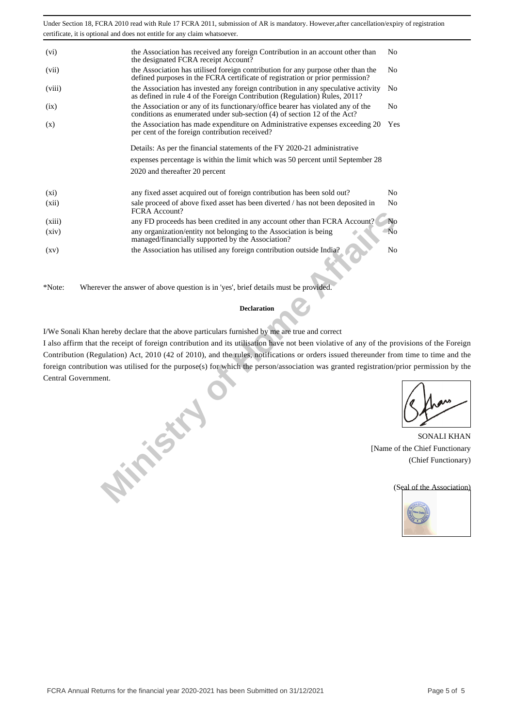Under Section 18, FCRA 2010 read with Rule 17 FCRA 2011, submission of AR is mandatory. However,after cancellation/expiry of registration certificate, it is optional and does not entitle for any claim whatsoever.

| | | |
|---|---|---|
| (vi) | the Association has received any foreign Contribution in an account other than the designated FCRA receipt Account? | No |
| (vii) | the Association has utilised foreign contribution for any purpose other than the defined purposes in the FCRA certificate of registration or prior permission? | No |
| (viii) | the Association has invested any foreign contribution in any speculative activity as defined in rule 4 of the Foreign Contribution (Regulation) Rules, 2011? | No |
| (ix) | the Association or any of its functionary/office bearer has violated any of the conditions as enumerated under sub-section (4) of section 12 of the Act? | No |
| (x) | the Association has made expenditure on Administrative expenses exceeding 20 per cent of the foreign contribution received? | Yes |
| | Details: As per the financial statements of the FY 2020-21 administrative expenses percentage is within the limit which was 50 percent until September 28 2020 and thereafter 20 percent | |
| (xi) | any fixed asset acquired out of foreign contribution has been sold out? | No |
| (xii) | sale proceed of above fixed asset has been diverted / has not been deposited in FCRA Account? | No |
| (xiii) | any FD proceeds has been credited in any account other than FCRA Account? | No |
| (xiv) | any organization/entity not belonging to the Association is being managed/financially supported by the Association? | No |
| (xv) | the Association has utilised any foreign contribution outside India? | No |

*Note: Wherever the answer of above question is in 'yes', brief details must be provided.

**Declaration**

I/We Sonali Khan hereby declare that the above particulars furnished by me are true and correct

I also affirm that the receipt of foreign contribution and its utilisation have not been violative of any of the provisions of the Foreign Contribution (Regulation) Act, 2010 (42 of 2010), and the rules, notifications or orders issued thereunder from time to time and the foreign contribution was utilised for the purpose(s) for which the person/association was granted registration/prior permission by the Central Government.

SONALI KHAN
[Name of the Chief Functionary
(Chief Functionary)

(Seal of the Association)

FCRA Annual Returns for the financial year 2020-2021 has been Submitted on 31/12/2021